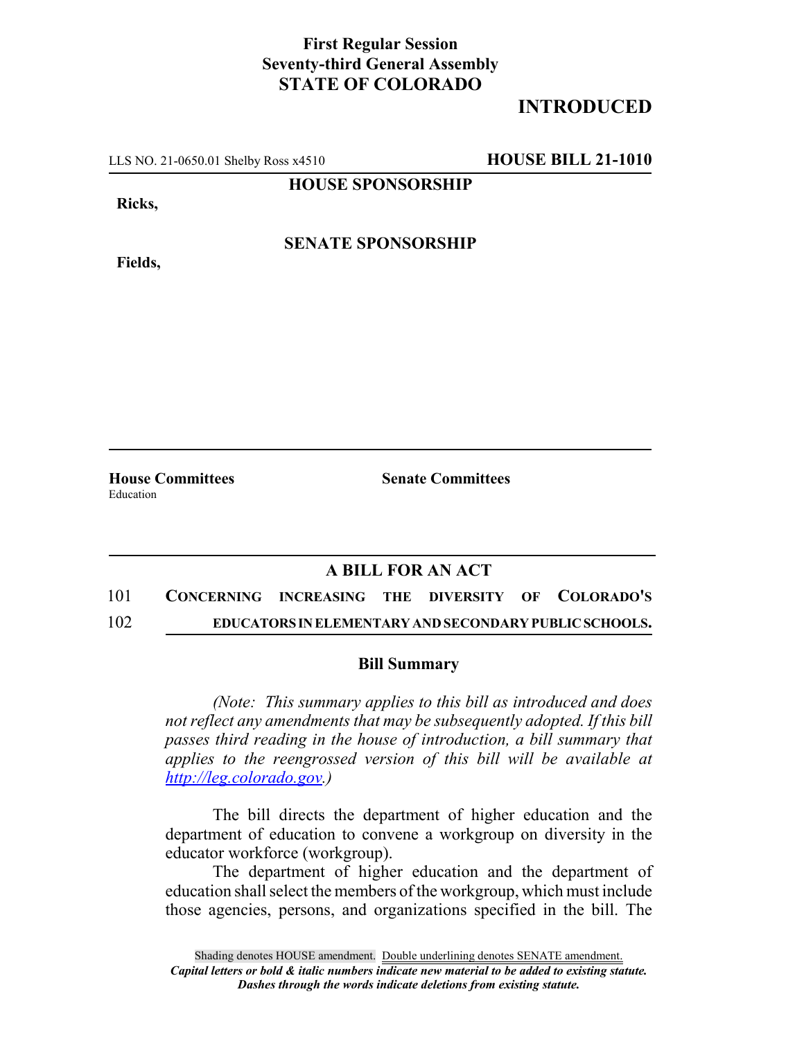**First Regular Session**
**Seventy-third General Assembly**
**STATE OF COLORADO**

# INTRODUCED

LLS NO. 21-0650.01 Shelby Ross x4510 **HOUSE BILL 21-1010**

**HOUSE SPONSORSHIP**

**Ricks,**

**SENATE SPONSORSHIP**

**Fields,**

**House Committees**
Education

**Senate Committees**

## A BILL FOR AN ACT

101 **CONCERNING INCREASING THE DIVERSITY OF COLORADO'S**
102 **EDUCATORS IN ELEMENTARY AND SECONDARY PUBLIC SCHOOLS.**

### Bill Summary

*(Note: This summary applies to this bill as introduced and does not reflect any amendments that may be subsequently adopted. If this bill passes third reading in the house of introduction, a bill summary that applies to the reengrossed version of this bill will be available at http://leg.colorado.gov.)*

The bill directs the department of higher education and the department of education to convene a workgroup on diversity in the educator workforce (workgroup).

The department of higher education and the department of education shall select the members of the workgroup, which must include those agencies, persons, and organizations specified in the bill. The

Shading denotes HOUSE amendment. Double underlining denotes SENATE amendment.
*Capital letters or bold & italic numbers indicate new material to be added to existing statute.*
*Dashes through the words indicate deletions from existing statute.*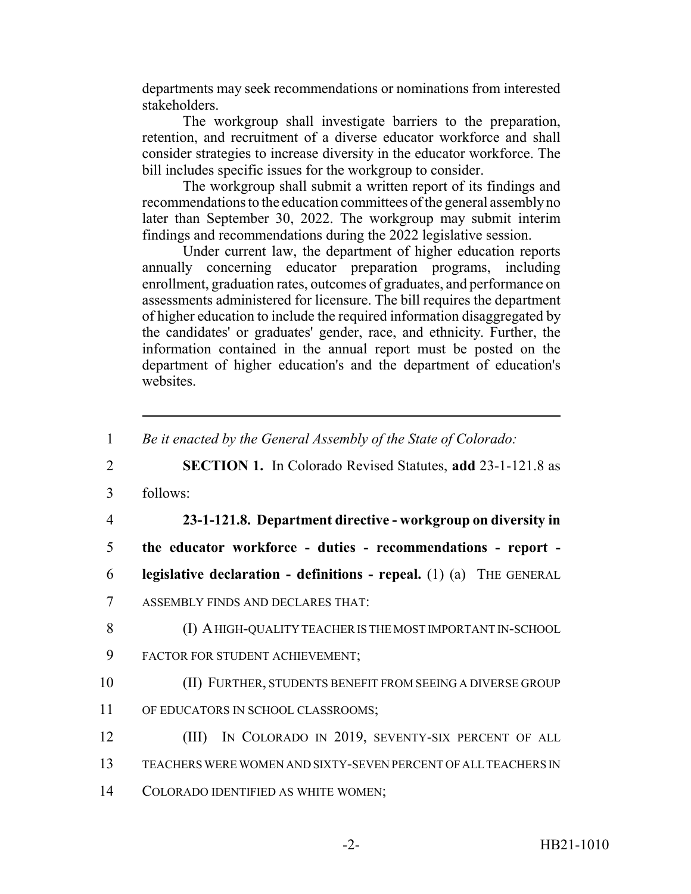departments may seek recommendations or nominations from interested stakeholders.

The workgroup shall investigate barriers to the preparation, retention, and recruitment of a diverse educator workforce and shall consider strategies to increase diversity in the educator workforce. The bill includes specific issues for the workgroup to consider.

The workgroup shall submit a written report of its findings and recommendations to the education committees of the general assembly no later than September 30, 2022. The workgroup may submit interim findings and recommendations during the 2022 legislative session.

Under current law, the department of higher education reports annually concerning educator preparation programs, including enrollment, graduation rates, outcomes of graduates, and performance on assessments administered for licensure. The bill requires the department of higher education to include the required information disaggregated by the candidates' or graduates' gender, race, and ethnicity. Further, the information contained in the annual report must be posted on the department of higher education's and the department of education's websites.

---

1 *Be it enacted by the General Assembly of the State of Colorado:*

2 **SECTION 1.** In Colorado Revised Statutes, **add** 23-1-121.8 as

3 follows:

4 **23-1-121.8. Department directive - workgroup on diversity in**

5 **the educator workforce - duties - recommendations - report -**

6 **legislative declaration - definitions - repeal.** (1) (a) THE GENERAL

7 ASSEMBLY FINDS AND DECLARES THAT:

8 (I) A HIGH-QUALITY TEACHER IS THE MOST IMPORTANT IN-SCHOOL

9 FACTOR FOR STUDENT ACHIEVEMENT;

10 (II) FURTHER, STUDENTS BENEFIT FROM SEEING A DIVERSE GROUP

11 OF EDUCATORS IN SCHOOL CLASSROOMS;

12 (III) IN COLORADO IN 2019, SEVENTY-SIX PERCENT OF ALL

13 TEACHERS WERE WOMEN AND SIXTY-SEVEN PERCENT OF ALL TEACHERS IN

14 COLORADO IDENTIFIED AS WHITE WOMEN;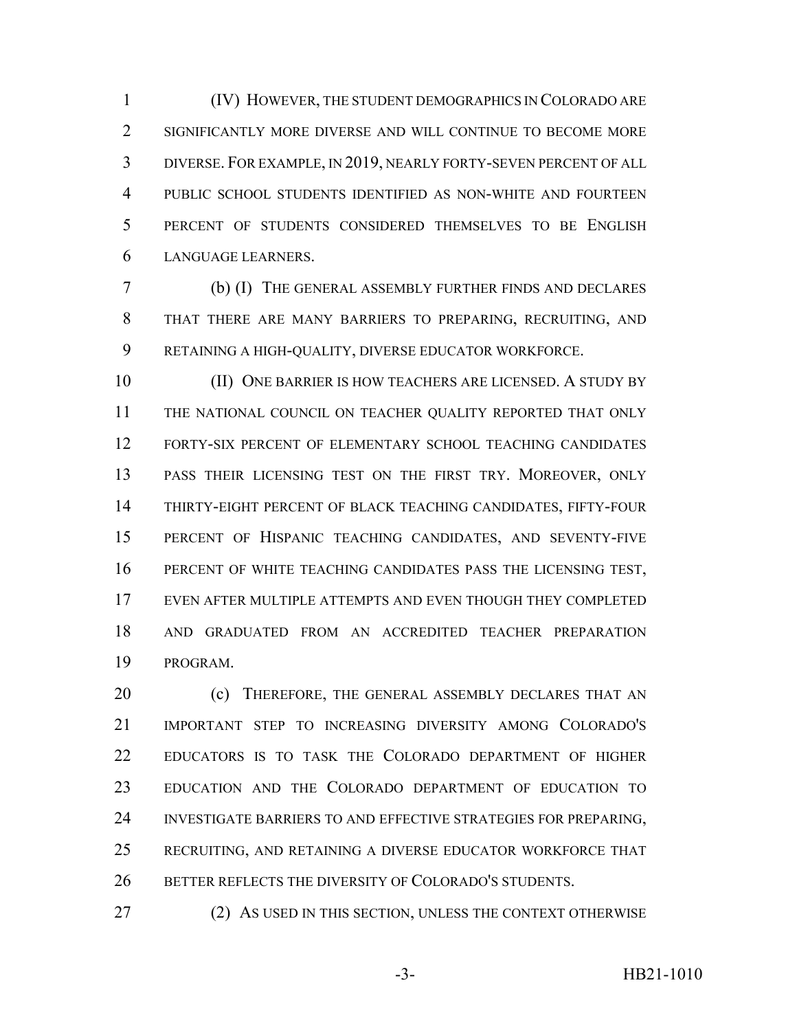(IV) HOWEVER, THE STUDENT DEMOGRAPHICS IN COLORADO ARE SIGNIFICANTLY MORE DIVERSE AND WILL CONTINUE TO BECOME MORE DIVERSE. FOR EXAMPLE, IN 2019, NEARLY FORTY-SEVEN PERCENT OF ALL PUBLIC SCHOOL STUDENTS IDENTIFIED AS NON-WHITE AND FOURTEEN PERCENT OF STUDENTS CONSIDERED THEMSELVES TO BE ENGLISH LANGUAGE LEARNERS.

(b) (I) THE GENERAL ASSEMBLY FURTHER FINDS AND DECLARES THAT THERE ARE MANY BARRIERS TO PREPARING, RECRUITING, AND RETAINING A HIGH-QUALITY, DIVERSE EDUCATOR WORKFORCE.

(II) ONE BARRIER IS HOW TEACHERS ARE LICENSED. A STUDY BY THE NATIONAL COUNCIL ON TEACHER QUALITY REPORTED THAT ONLY FORTY-SIX PERCENT OF ELEMENTARY SCHOOL TEACHING CANDIDATES PASS THEIR LICENSING TEST ON THE FIRST TRY. MOREOVER, ONLY THIRTY-EIGHT PERCENT OF BLACK TEACHING CANDIDATES, FIFTY-FOUR PERCENT OF HISPANIC TEACHING CANDIDATES, AND SEVENTY-FIVE PERCENT OF WHITE TEACHING CANDIDATES PASS THE LICENSING TEST, EVEN AFTER MULTIPLE ATTEMPTS AND EVEN THOUGH THEY COMPLETED AND GRADUATED FROM AN ACCREDITED TEACHER PREPARATION PROGRAM.

(c) THEREFORE, THE GENERAL ASSEMBLY DECLARES THAT AN IMPORTANT STEP TO INCREASING DIVERSITY AMONG COLORADO'S EDUCATORS IS TO TASK THE COLORADO DEPARTMENT OF HIGHER EDUCATION AND THE COLORADO DEPARTMENT OF EDUCATION TO INVESTIGATE BARRIERS TO AND EFFECTIVE STRATEGIES FOR PREPARING, RECRUITING, AND RETAINING A DIVERSE EDUCATOR WORKFORCE THAT BETTER REFLECTS THE DIVERSITY OF COLORADO'S STUDENTS.

(2) AS USED IN THIS SECTION, UNLESS THE CONTEXT OTHERWISE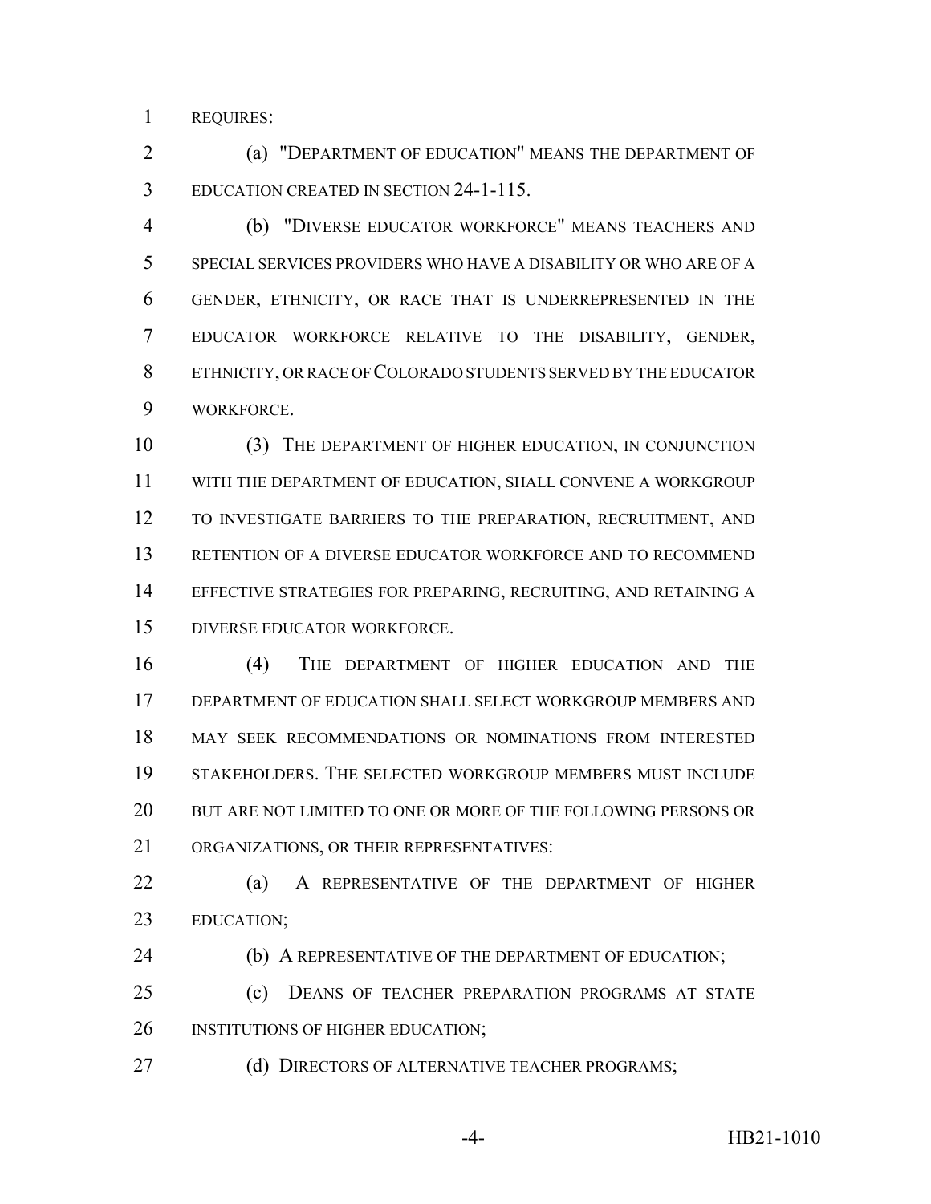REQUIRES:

(a) "DEPARTMENT OF EDUCATION" MEANS THE DEPARTMENT OF EDUCATION CREATED IN SECTION 24-1-115.

(b) "DIVERSE EDUCATOR WORKFORCE" MEANS TEACHERS AND SPECIAL SERVICES PROVIDERS WHO HAVE A DISABILITY OR WHO ARE OF A GENDER, ETHNICITY, OR RACE THAT IS UNDERREPRESENTED IN THE EDUCATOR WORKFORCE RELATIVE TO THE DISABILITY, GENDER, ETHNICITY, OR RACE OF COLORADO STUDENTS SERVED BY THE EDUCATOR WORKFORCE.

(3) THE DEPARTMENT OF HIGHER EDUCATION, IN CONJUNCTION WITH THE DEPARTMENT OF EDUCATION, SHALL CONVENE A WORKGROUP TO INVESTIGATE BARRIERS TO THE PREPARATION, RECRUITMENT, AND RETENTION OF A DIVERSE EDUCATOR WORKFORCE AND TO RECOMMEND EFFECTIVE STRATEGIES FOR PREPARING, RECRUITING, AND RETAINING A DIVERSE EDUCATOR WORKFORCE.

(4) THE DEPARTMENT OF HIGHER EDUCATION AND THE DEPARTMENT OF EDUCATION SHALL SELECT WORKGROUP MEMBERS AND MAY SEEK RECOMMENDATIONS OR NOMINATIONS FROM INTERESTED STAKEHOLDERS. THE SELECTED WORKGROUP MEMBERS MUST INCLUDE BUT ARE NOT LIMITED TO ONE OR MORE OF THE FOLLOWING PERSONS OR ORGANIZATIONS, OR THEIR REPRESENTATIVES:

(a) A REPRESENTATIVE OF THE DEPARTMENT OF HIGHER EDUCATION;

(b) A REPRESENTATIVE OF THE DEPARTMENT OF EDUCATION;

(c) DEANS OF TEACHER PREPARATION PROGRAMS AT STATE INSTITUTIONS OF HIGHER EDUCATION;

(d) DIRECTORS OF ALTERNATIVE TEACHER PROGRAMS;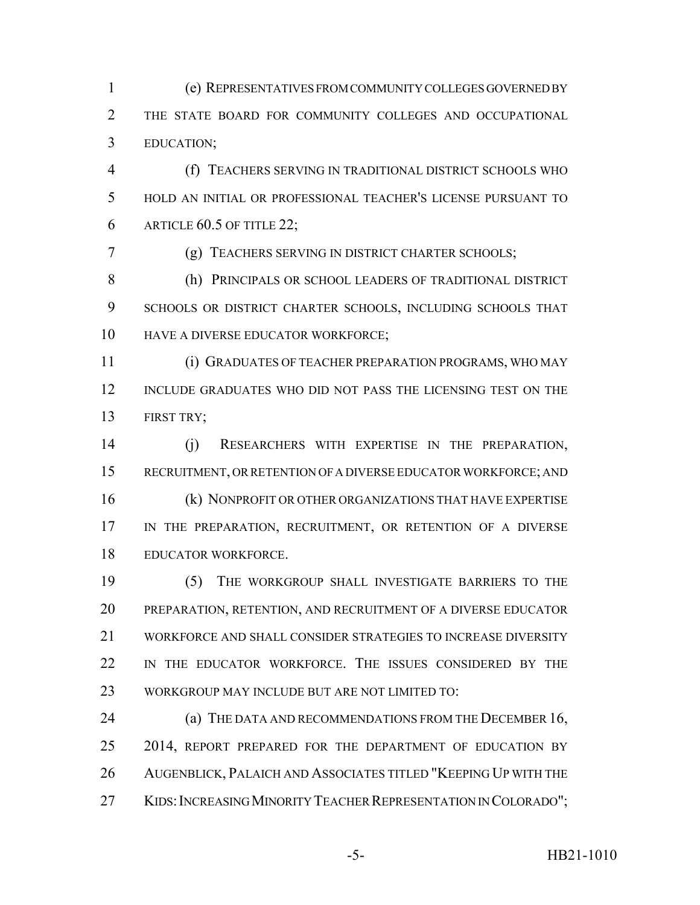(e) REPRESENTATIVES FROM COMMUNITY COLLEGES GOVERNED BY THE STATE BOARD FOR COMMUNITY COLLEGES AND OCCUPATIONAL EDUCATION;

(f) TEACHERS SERVING IN TRADITIONAL DISTRICT SCHOOLS WHO HOLD AN INITIAL OR PROFESSIONAL TEACHER'S LICENSE PURSUANT TO ARTICLE 60.5 OF TITLE 22;

(g) TEACHERS SERVING IN DISTRICT CHARTER SCHOOLS;

(h) PRINCIPALS OR SCHOOL LEADERS OF TRADITIONAL DISTRICT SCHOOLS OR DISTRICT CHARTER SCHOOLS, INCLUDING SCHOOLS THAT HAVE A DIVERSE EDUCATOR WORKFORCE;

(i) GRADUATES OF TEACHER PREPARATION PROGRAMS, WHO MAY INCLUDE GRADUATES WHO DID NOT PASS THE LICENSING TEST ON THE FIRST TRY;

(j) RESEARCHERS WITH EXPERTISE IN THE PREPARATION, RECRUITMENT, OR RETENTION OF A DIVERSE EDUCATOR WORKFORCE; AND

(k) NONPROFIT OR OTHER ORGANIZATIONS THAT HAVE EXPERTISE IN THE PREPARATION, RECRUITMENT, OR RETENTION OF A DIVERSE EDUCATOR WORKFORCE.

(5) THE WORKGROUP SHALL INVESTIGATE BARRIERS TO THE PREPARATION, RETENTION, AND RECRUITMENT OF A DIVERSE EDUCATOR WORKFORCE AND SHALL CONSIDER STRATEGIES TO INCREASE DIVERSITY IN THE EDUCATOR WORKFORCE. THE ISSUES CONSIDERED BY THE WORKGROUP MAY INCLUDE BUT ARE NOT LIMITED TO:

(a) THE DATA AND RECOMMENDATIONS FROM THE DECEMBER 16, 2014, REPORT PREPARED FOR THE DEPARTMENT OF EDUCATION BY AUGENBLICK, PALAICH AND ASSOCIATES TITLED "KEEPING UP WITH THE KIDS: INCREASING MINORITY TEACHER REPRESENTATION IN COLORADO";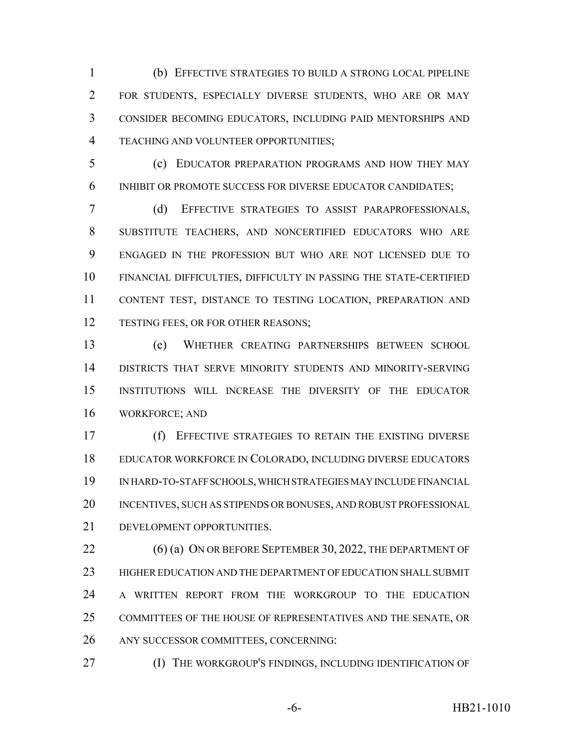(b) EFFECTIVE STRATEGIES TO BUILD A STRONG LOCAL PIPELINE FOR STUDENTS, ESPECIALLY DIVERSE STUDENTS, WHO ARE OR MAY CONSIDER BECOMING EDUCATORS, INCLUDING PAID MENTORSHIPS AND TEACHING AND VOLUNTEER OPPORTUNITIES;

(c) EDUCATOR PREPARATION PROGRAMS AND HOW THEY MAY INHIBIT OR PROMOTE SUCCESS FOR DIVERSE EDUCATOR CANDIDATES;

(d) EFFECTIVE STRATEGIES TO ASSIST PARAPROFESSIONALS, SUBSTITUTE TEACHERS, AND NONCERTIFIED EDUCATORS WHO ARE ENGAGED IN THE PROFESSION BUT WHO ARE NOT LICENSED DUE TO FINANCIAL DIFFICULTIES, DIFFICULTY IN PASSING THE STATE-CERTIFIED CONTENT TEST, DISTANCE TO TESTING LOCATION, PREPARATION AND TESTING FEES, OR FOR OTHER REASONS;

(e) WHETHER CREATING PARTNERSHIPS BETWEEN SCHOOL DISTRICTS THAT SERVE MINORITY STUDENTS AND MINORITY-SERVING INSTITUTIONS WILL INCREASE THE DIVERSITY OF THE EDUCATOR WORKFORCE; AND

(f) EFFECTIVE STRATEGIES TO RETAIN THE EXISTING DIVERSE EDUCATOR WORKFORCE IN COLORADO, INCLUDING DIVERSE EDUCATORS IN HARD-TO-STAFF SCHOOLS, WHICH STRATEGIES MAY INCLUDE FINANCIAL INCENTIVES, SUCH AS STIPENDS OR BONUSES, AND ROBUST PROFESSIONAL DEVELOPMENT OPPORTUNITIES.

(6) (a) ON OR BEFORE SEPTEMBER 30, 2022, THE DEPARTMENT OF HIGHER EDUCATION AND THE DEPARTMENT OF EDUCATION SHALL SUBMIT A WRITTEN REPORT FROM THE WORKGROUP TO THE EDUCATION COMMITTEES OF THE HOUSE OF REPRESENTATIVES AND THE SENATE, OR ANY SUCCESSOR COMMITTEES, CONCERNING:

(I) THE WORKGROUP'S FINDINGS, INCLUDING IDENTIFICATION OF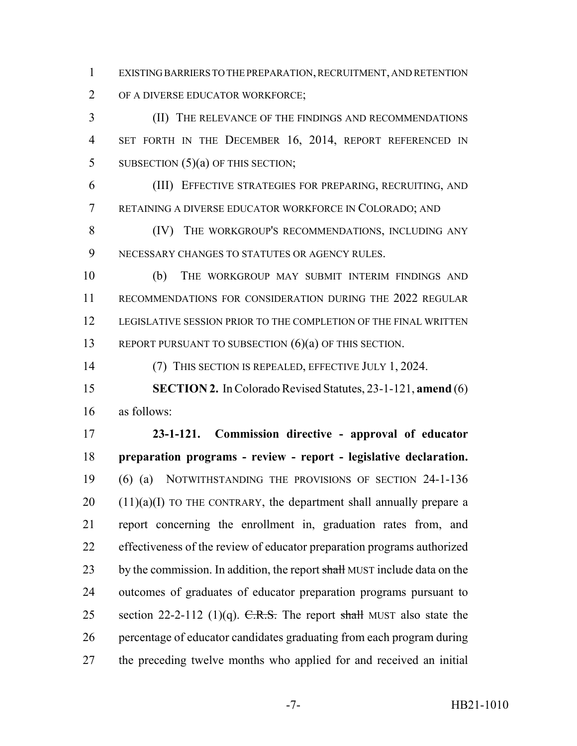EXISTING BARRIERS TO THE PREPARATION, RECRUITMENT, AND RETENTION OF A DIVERSE EDUCATOR WORKFORCE;

(II) THE RELEVANCE OF THE FINDINGS AND RECOMMENDATIONS SET FORTH IN THE DECEMBER 16, 2014, REPORT REFERENCED IN SUBSECTION (5)(a) OF THIS SECTION;

(III) EFFECTIVE STRATEGIES FOR PREPARING, RECRUITING, AND RETAINING A DIVERSE EDUCATOR WORKFORCE IN COLORADO; AND

(IV) THE WORKGROUP'S RECOMMENDATIONS, INCLUDING ANY NECESSARY CHANGES TO STATUTES OR AGENCY RULES.

(b) THE WORKGROUP MAY SUBMIT INTERIM FINDINGS AND RECOMMENDATIONS FOR CONSIDERATION DURING THE 2022 REGULAR LEGISLATIVE SESSION PRIOR TO THE COMPLETION OF THE FINAL WRITTEN REPORT PURSUANT TO SUBSECTION (6)(a) OF THIS SECTION.

(7) THIS SECTION IS REPEALED, EFFECTIVE JULY 1, 2024.

**SECTION 2.** In Colorado Revised Statutes, 23-1-121, **amend** (6) as follows:

**23-1-121. Commission directive - approval of educator preparation programs - review - report - legislative declaration.** (6) (a) NOTWITHSTANDING THE PROVISIONS OF SECTION 24-1-136 (11)(a)(I) TO THE CONTRARY, the department shall annually prepare a report concerning the enrollment in, graduation rates from, and effectiveness of the review of educator preparation programs authorized by the commission. In addition, the report ~~shall~~ MUST include data on the outcomes of graduates of educator preparation programs pursuant to section 22-2-112 (1)(q). ~~C.R.S.~~ The report ~~shall~~ MUST also state the percentage of educator candidates graduating from each program during the preceding twelve months who applied for and received an initial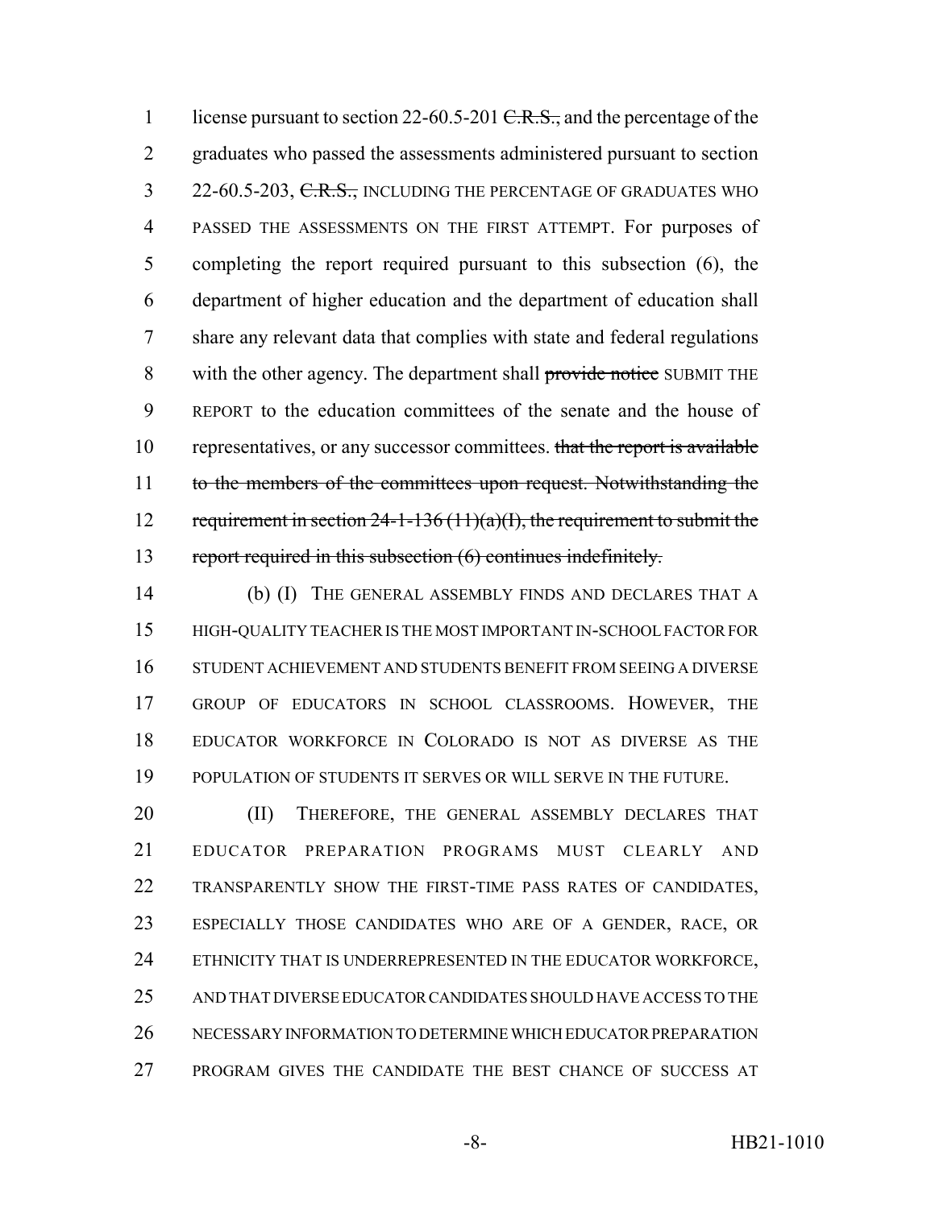license pursuant to section 22-60.5-201 ~~C.R.S.,~~ and the percentage of the graduates who passed the assessments administered pursuant to section 22-60.5-203, ~~C.R.S.,~~ INCLUDING THE PERCENTAGE OF GRADUATES WHO PASSED THE ASSESSMENTS ON THE FIRST ATTEMPT. For purposes of completing the report required pursuant to this subsection (6), the department of higher education and the department of education shall share any relevant data that complies with state and federal regulations with the other agency. The department shall ~~provide notice~~ SUBMIT THE REPORT to the education committees of the senate and the house of representatives, or any successor committees. ~~that the report is available to the members of the committees upon request. Notwithstanding the requirement in section 24-1-136 (11)(a)(I), the requirement to submit the report required in this subsection (6) continues indefinitely.~~

(b) (I) THE GENERAL ASSEMBLY FINDS AND DECLARES THAT A HIGH-QUALITY TEACHER IS THE MOST IMPORTANT IN-SCHOOL FACTOR FOR STUDENT ACHIEVEMENT AND STUDENTS BENEFIT FROM SEEING A DIVERSE GROUP OF EDUCATORS IN SCHOOL CLASSROOMS. HOWEVER, THE EDUCATOR WORKFORCE IN COLORADO IS NOT AS DIVERSE AS THE POPULATION OF STUDENTS IT SERVES OR WILL SERVE IN THE FUTURE.

(II) THEREFORE, THE GENERAL ASSEMBLY DECLARES THAT EDUCATOR PREPARATION PROGRAMS MUST CLEARLY AND TRANSPARENTLY SHOW THE FIRST-TIME PASS RATES OF CANDIDATES, ESPECIALLY THOSE CANDIDATES WHO ARE OF A GENDER, RACE, OR ETHNICITY THAT IS UNDERREPRESENTED IN THE EDUCATOR WORKFORCE, AND THAT DIVERSE EDUCATOR CANDIDATES SHOULD HAVE ACCESS TO THE NECESSARY INFORMATION TO DETERMINE WHICH EDUCATOR PREPARATION PROGRAM GIVES THE CANDIDATE THE BEST CHANCE OF SUCCESS AT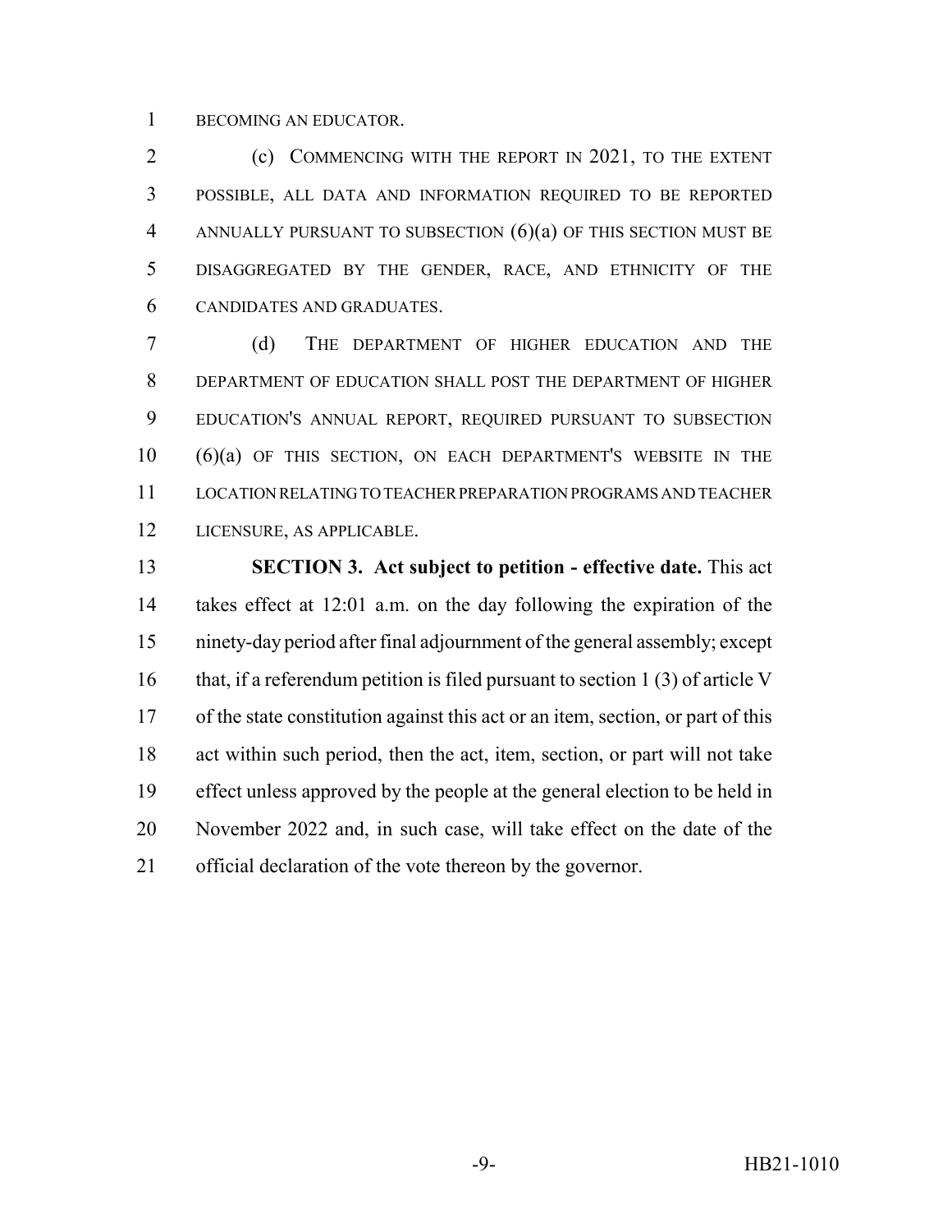BECOMING AN EDUCATOR.

(c) COMMENCING WITH THE REPORT IN 2021, TO THE EXTENT POSSIBLE, ALL DATA AND INFORMATION REQUIRED TO BE REPORTED ANNUALLY PURSUANT TO SUBSECTION (6)(a) OF THIS SECTION MUST BE DISAGGREGATED BY THE GENDER, RACE, AND ETHNICITY OF THE CANDIDATES AND GRADUATES.

(d) THE DEPARTMENT OF HIGHER EDUCATION AND THE DEPARTMENT OF EDUCATION SHALL POST THE DEPARTMENT OF HIGHER EDUCATION'S ANNUAL REPORT, REQUIRED PURSUANT TO SUBSECTION (6)(a) OF THIS SECTION, ON EACH DEPARTMENT'S WEBSITE IN THE LOCATION RELATING TO TEACHER PREPARATION PROGRAMS AND TEACHER LICENSURE, AS APPLICABLE.

**SECTION 3. Act subject to petition - effective date.** This act takes effect at 12:01 a.m. on the day following the expiration of the ninety-day period after final adjournment of the general assembly; except that, if a referendum petition is filed pursuant to section 1 (3) of article V of the state constitution against this act or an item, section, or part of this act within such period, then the act, item, section, or part will not take effect unless approved by the people at the general election to be held in November 2022 and, in such case, will take effect on the date of the official declaration of the vote thereon by the governor.